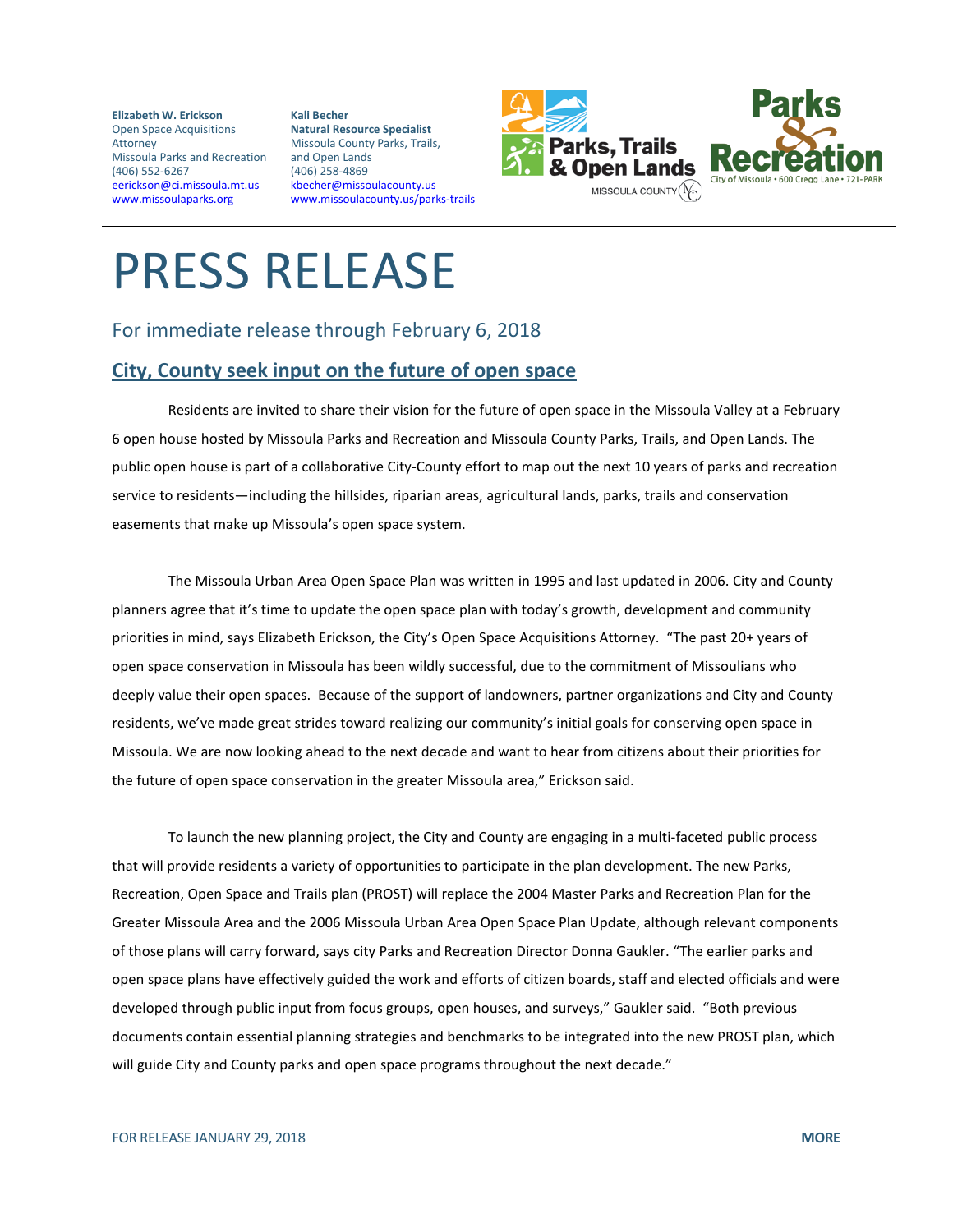**Elizabeth W. Erickson**
Open Space Acquisitions Attorney
Missoula Parks and Recreation
(406) 552-6267
eerickson@ci.missoula.mt.us
www.missoulaparks.org

**Kali Becher**
**Natural Resource Specialist**
Missoula County Parks, Trails, and Open Lands
(406) 258-4869
kbecher@missoulacounty.us
www.missoulacounty.us/parks-trails

Parks, Trails & Open Lands
MISSOULA COUNTY

Parks & Recreation
City of Missoula • 600 Cregg Lane • 721-PARK

# PRESS RELEASE

For immediate release through February 6, 2018

## City, County seek input on the future of open space

Residents are invited to share their vision for the future of open space in the Missoula Valley at a February 6 open house hosted by Missoula Parks and Recreation and Missoula County Parks, Trails, and Open Lands. The public open house is part of a collaborative City-County effort to map out the next 10 years of parks and recreation service to residents—including the hillsides, riparian areas, agricultural lands, parks, trails and conservation easements that make up Missoula's open space system.

The Missoula Urban Area Open Space Plan was written in 1995 and last updated in 2006. City and County planners agree that it's time to update the open space plan with today's growth, development and community priorities in mind, says Elizabeth Erickson, the City's Open Space Acquisitions Attorney. "The past 20+ years of open space conservation in Missoula has been wildly successful, due to the commitment of Missoulians who deeply value their open spaces. Because of the support of landowners, partner organizations and City and County residents, we've made great strides toward realizing our community's initial goals for conserving open space in Missoula. We are now looking ahead to the next decade and want to hear from citizens about their priorities for the future of open space conservation in the greater Missoula area," Erickson said.

To launch the new planning project, the City and County are engaging in a multi-faceted public process that will provide residents a variety of opportunities to participate in the plan development. The new Parks, Recreation, Open Space and Trails plan (PROST) will replace the 2004 Master Parks and Recreation Plan for the Greater Missoula Area and the 2006 Missoula Urban Area Open Space Plan Update, although relevant components of those plans will carry forward, says city Parks and Recreation Director Donna Gaukler. "The earlier parks and open space plans have effectively guided the work and efforts of citizen boards, staff and elected officials and were developed through public input from focus groups, open houses, and surveys," Gaukler said. "Both previous documents contain essential planning strategies and benchmarks to be integrated into the new PROST plan, which will guide City and County parks and open space programs throughout the next decade."

FOR RELEASE JANUARY 29, 2018

**MORE**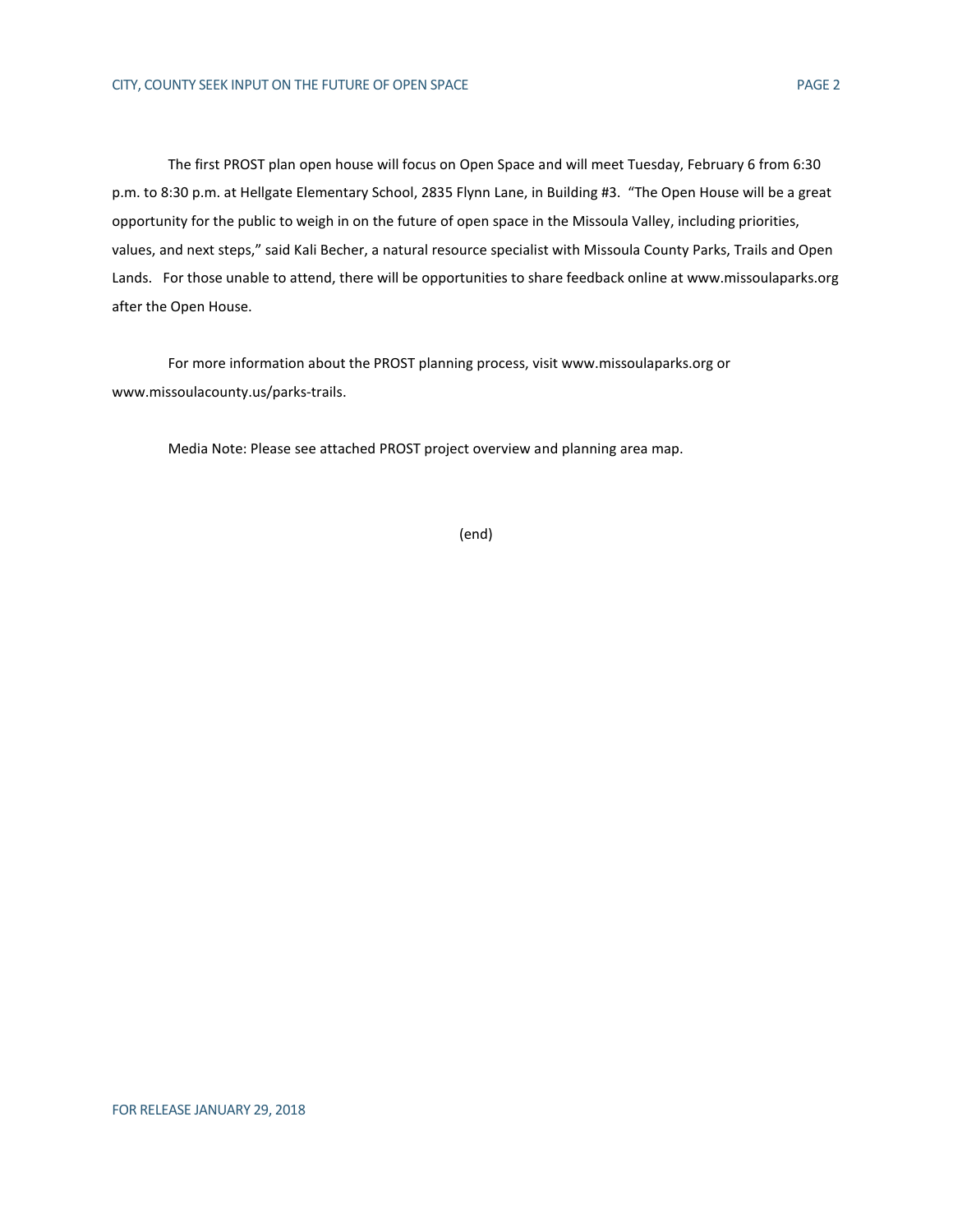The first PROST plan open house will focus on Open Space and will meet Tuesday, February 6 from 6:30 p.m. to 8:30 p.m. at Hellgate Elementary School, 2835 Flynn Lane, in Building #3. "The Open House will be a great opportunity for the public to weigh in on the future of open space in the Missoula Valley, including priorities, values, and next steps," said Kali Becher, a natural resource specialist with Missoula County Parks, Trails and Open Lands. For those unable to attend, there will be opportunities to share feedback online at www.missoulaparks.org after the Open House.

For more information about the PROST planning process, visit www.missoulaparks.org or www.missoulacounty.us/parks-trails.

Media Note: Please see attached PROST project overview and planning area map.

(end)

FOR RELEASE JANUARY 29, 2018